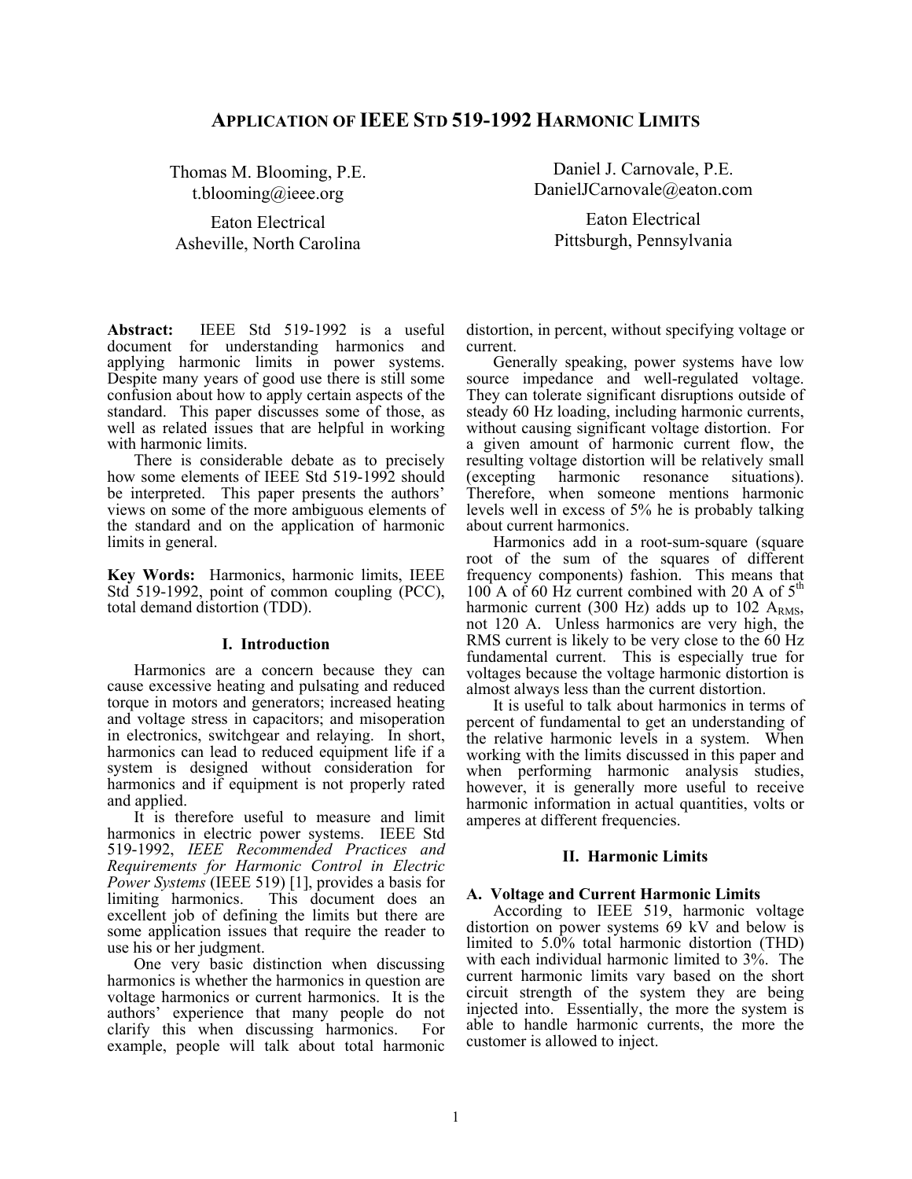# Application of IEEE Std 519-1992 Harmonic Limits

Thomas M. Blooming, P.E.
t.blooming@ieee.org

Eaton Electrical
Asheville, North Carolina

Daniel J. Carnovale, P.E.
DanielJCarnovale@eaton.com

Eaton Electrical
Pittsburgh, Pennsylvania

**Abstract:** IEEE Std 519-1992 is a useful document for understanding harmonics and applying harmonic limits in power systems. Despite many years of good use there is still some confusion about how to apply certain aspects of the standard. This paper discusses some of those, as well as related issues that are helpful in working with harmonic limits.

There is considerable debate as to precisely how some elements of IEEE Std 519-1992 should be interpreted. This paper presents the authors' views on some of the more ambiguous elements of the standard and on the application of harmonic limits in general.

**Key Words:** Harmonics, harmonic limits, IEEE Std 519-1992, point of common coupling (PCC), total demand distortion (TDD).

## I. Introduction

Harmonics are a concern because they can cause excessive heating and pulsating and reduced torque in motors and generators; increased heating and voltage stress in capacitors; and misoperation in electronics, switchgear and relaying. In short, harmonics can lead to reduced equipment life if a system is designed without consideration for harmonics and if equipment is not properly rated and applied.

It is therefore useful to measure and limit harmonics in electric power systems. IEEE Std 519-1992, *IEEE Recommended Practices and Requirements for Harmonic Control in Electric Power Systems* (IEEE 519) [1], provides a basis for limiting harmonics. This document does an excellent job of defining the limits but there are some application issues that require the reader to use his or her judgment.

One very basic distinction when discussing harmonics is whether the harmonics in question are voltage harmonics or current harmonics. It is the authors' experience that many people do not clarify this when discussing harmonics. For example, people will talk about total harmonic distortion, in percent, without specifying voltage or current.

Generally speaking, power systems have low source impedance and well-regulated voltage. They can tolerate significant disruptions outside of steady 60 Hz loading, including harmonic currents, without causing significant voltage distortion. For a given amount of harmonic current flow, the resulting voltage distortion will be relatively small (excepting harmonic resonance situations). Therefore, when someone mentions harmonic levels well in excess of 5% he is probably talking about current harmonics.

Harmonics add in a root-sum-square (square root of the sum of the squares of different frequency components) fashion. This means that 100 A of 60 Hz current combined with 20 A of $5^{th}$ harmonic current (300 Hz) adds up to 102 $A_{RMS}$, not 120 A. Unless harmonics are very high, the RMS current is likely to be very close to the 60 Hz fundamental current. This is especially true for voltages because the voltage harmonic distortion is almost always less than the current distortion.

It is useful to talk about harmonics in terms of percent of fundamental to get an understanding of the relative harmonic levels in a system. When working with the limits discussed in this paper and when performing harmonic analysis studies, however, it is generally more useful to receive harmonic information in actual quantities, volts or amperes at different frequencies.

## II. Harmonic Limits

### A. Voltage and Current Harmonic Limits

According to IEEE 519, harmonic voltage distortion on power systems 69 kV and below is limited to 5.0% total harmonic distortion (THD) with each individual harmonic limited to 3%. The current harmonic limits vary based on the short circuit strength of the system they are being injected into. Essentially, the more the system is able to handle harmonic currents, the more the customer is allowed to inject.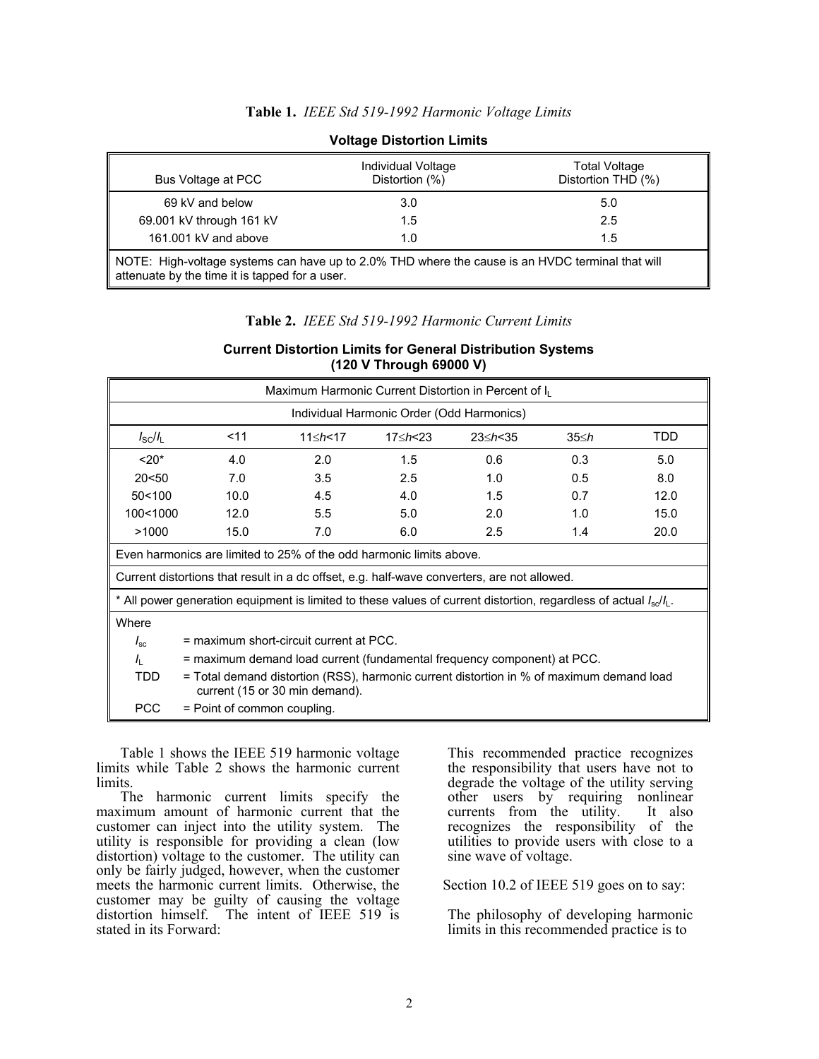**Table 1.** *IEEE Std 519-1992 Harmonic Voltage Limits*

**Voltage Distortion Limits**

| Bus Voltage at PCC | Individual Voltage Distortion (%) | Total Voltage Distortion THD (%) |
|---|---|---|
| 69 kV and below | 3.0 | 5.0 |
| 69.001 kV through 161 kV | 1.5 | 2.5 |
| 161.001 kV and above | 1.0 | 1.5 |
| NOTE: High-voltage systems can have up to 2.0% THD where the cause is an HVDC terminal that will attenuate by the time it is tapped for a user. | | |

**Table 2.** *IEEE Std 519-1992 Harmonic Current Limits*

**Current Distortion Limits for General Distribution Systems (120 V Through 69000 V)**

| Maximum Harmonic Current Distortion in Percent of $I_L$ | | | | | | |
|---|---|---|---|---|---|---|
| Individual Harmonic Order (Odd Harmonics) | | | | | | |
| $I_{SC}/I_L$ | <11 | $11 \leq h < 17$ | $17 \leq h < 23$ | $23 \leq h < 35$ | $35 \leq h$ | TDD |
| <20* | 4.0 | 2.0 | 1.5 | 0.6 | 0.3 | 5.0 |
| 20<50 | 7.0 | 3.5 | 2.5 | 1.0 | 0.5 | 8.0 |
| 50<100 | 10.0 | 4.5 | 4.0 | 1.5 | 0.7 | 12.0 |
| 100<1000 | 12.0 | 5.5 | 5.0 | 2.0 | 1.0 | 15.0 |
| >1000 | 15.0 | 7.0 | 6.0 | 2.5 | 1.4 | 20.0 |

Even harmonics are limited to 25% of the odd harmonic limits above.

Current distortions that result in a dc offset, e.g. half-wave converters, are not allowed.

* All power generation equipment is limited to these values of current distortion, regardless of actual $I_{sc}/I_L$.

Where

- $I_{sc}$ = maximum short-circuit current at PCC.
- $I_L$ = maximum demand load current (fundamental frequency component) at PCC.
- TDD = Total demand distortion (RSS), harmonic current distortion in % of maximum demand load current (15 or 30 min demand).
- PCC = Point of common coupling.

Table 1 shows the IEEE 519 harmonic voltage limits while Table 2 shows the harmonic current limits.

The harmonic current limits specify the maximum amount of harmonic current that the customer can inject into the utility system. The utility is responsible for providing a clean (low distortion) voltage to the customer. The utility can only be fairly judged, however, when the customer meets the harmonic current limits. Otherwise, the customer may be guilty of causing the voltage distortion himself. The intent of IEEE 519 is stated in its Forward:

> This recommended practice recognizes the responsibility that users have not to degrade the voltage of the utility serving other users by requiring nonlinear currents from the utility. It also recognizes the responsibility of the utilities to provide users with close to a sine wave of voltage.

Section 10.2 of IEEE 519 goes on to say:

> The philosophy of developing harmonic limits in this recommended practice is to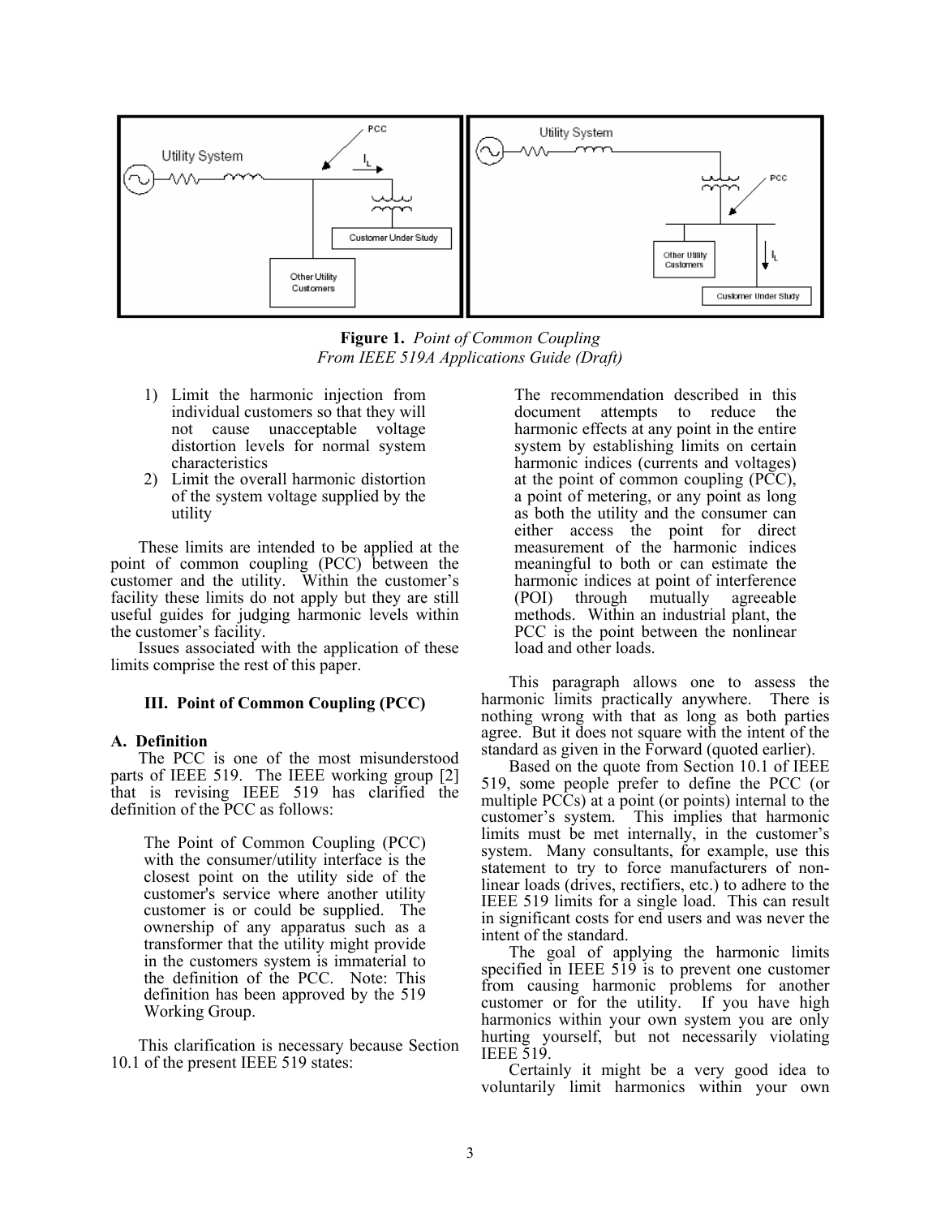**Figure 1.** *Point of Common Coupling From IEEE 519A Applications Guide (Draft)*

1) Limit the harmonic injection from individual customers so that they will not cause unacceptable voltage distortion levels for normal system characteristics
2) Limit the overall harmonic distortion of the system voltage supplied by the utility

These limits are intended to be applied at the point of common coupling (PCC) between the customer and the utility. Within the customer's facility these limits do not apply but they are still useful guides for judging harmonic levels within the customer's facility.

Issues associated with the application of these limits comprise the rest of this paper.

### III. Point of Common Coupling (PCC)

#### A. Definition

The PCC is one of the most misunderstood parts of IEEE 519. The IEEE working group [2] that is revising IEEE 519 has clarified the definition of the PCC as follows:

> The Point of Common Coupling (PCC) with the consumer/utility interface is the closest point on the utility side of the customer's service where another utility customer is or could be supplied. The ownership of any apparatus such as a transformer that the utility might provide in the customers system is immaterial to the definition of the PCC. Note: This definition has been approved by the 519 Working Group.

This clarification is necessary because Section 10.1 of the present IEEE 519 states:

> The recommendation described in this document attempts to reduce the harmonic effects at any point in the entire system by establishing limits on certain harmonic indices (currents and voltages) at the point of common coupling (PCC), a point of metering, or any point as long as both the utility and the consumer can either access the point for direct measurement of the harmonic indices meaningful to both or can estimate the harmonic indices at point of interference (POI) through mutually agreeable methods. Within an industrial plant, the PCC is the point between the nonlinear load and other loads.

This paragraph allows one to assess the harmonic limits practically anywhere. There is nothing wrong with that as long as both parties agree. But it does not square with the intent of the standard as given in the Forward (quoted earlier).

Based on the quote from Section 10.1 of IEEE 519, some people prefer to define the PCC (or multiple PCCs) at a point (or points) internal to the customer's system. This implies that harmonic limits must be met internally, in the customer's system. Many consultants, for example, use this statement to try to force manufacturers of non-linear loads (drives, rectifiers, etc.) to adhere to the IEEE 519 limits for a single load. This can result in significant costs for end users and was never the intent of the standard.

The goal of applying the harmonic limits specified in IEEE 519 is to prevent one customer from causing harmonic problems for another customer or for the utility. If you have high harmonics within your own system you are only hurting yourself, but not necessarily violating IEEE 519.

Certainly it might be a very good idea to voluntarily limit harmonics within your own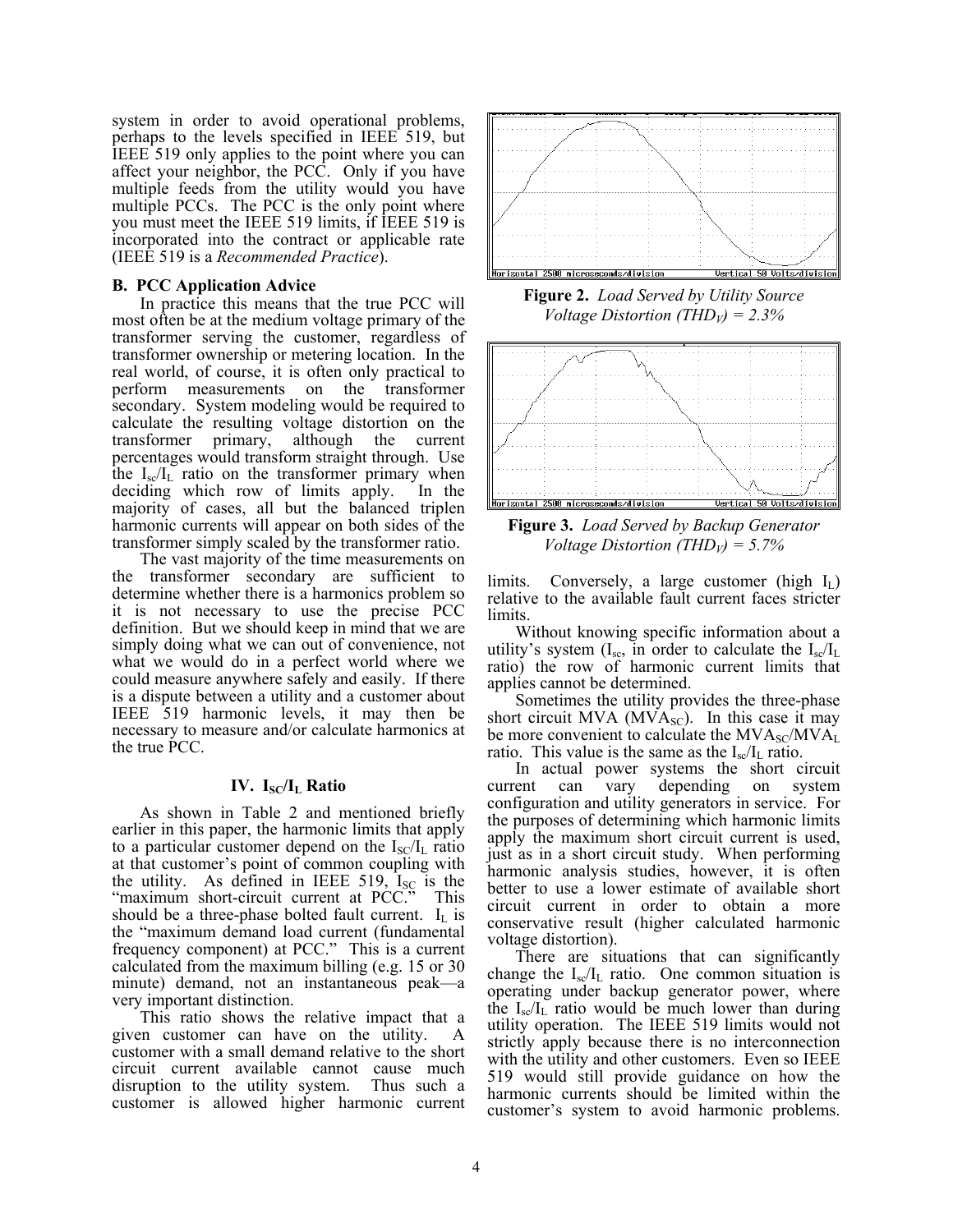system in order to avoid operational problems, perhaps to the levels specified in IEEE 519, but IEEE 519 only applies to the point where you can affect your neighbor, the PCC. Only if you have multiple feeds from the utility would you have multiple PCCs. The PCC is the only point where you must meet the IEEE 519 limits, if IEEE 519 is incorporated into the contract or applicable rate (IEEE 519 is a *Recommended Practice*).

### B. PCC Application Advice

In practice this means that the true PCC will most often be at the medium voltage primary of the transformer serving the customer, regardless of transformer ownership or metering location. In the real world, of course, it is often only practical to perform measurements on the transformer secondary. System modeling would be required to calculate the resulting voltage distortion on the transformer primary, although the current percentages would transform straight through. Use the $I_{sc}/I_L$ ratio on the transformer primary when deciding which row of limits apply. In the majority of cases, all but the balanced triplen harmonic currents will appear on both sides of the transformer simply scaled by the transformer ratio.

The vast majority of the time measurements on the transformer secondary are sufficient to determine whether there is a harmonics problem so it is not necessary to use the precise PCC definition. But we should keep in mind that we are simply doing what we can out of convenience, not what we would do in a perfect world where we could measure anywhere safely and easily. If there is a dispute between a utility and a customer about IEEE 519 harmonic levels, it may then be necessary to measure and/or calculate harmonics at the true PCC.

## IV. $I_{SC}/I_L$ Ratio

As shown in Table 2 and mentioned briefly earlier in this paper, the harmonic limits that apply to a particular customer depend on the $I_{SC}/I_L$ ratio at that customer's point of common coupling with the utility. As defined in IEEE 519, $I_{SC}$ is the "maximum short-circuit current at PCC." This should be a three-phase bolted fault current. $I_L$ is the "maximum demand load current (fundamental frequency component) at PCC." This is a current calculated from the maximum billing (e.g. 15 or 30 minute) demand, not an instantaneous peak—a very important distinction.

This ratio shows the relative impact that a given customer can have on the utility. A customer with a small demand relative to the short circuit current available cannot cause much disruption to the utility system. Thus such a customer is allowed higher harmonic current limits. Conversely, a large customer (high $I_L$) relative to the available fault current faces stricter limits.

**Figure 2.** *Load Served by Utility Source Voltage Distortion ($THD_V$) = 2.3%*

**Figure 3.** *Load Served by Backup Generator Voltage Distortion ($THD_V$) = 5.7%*

Without knowing specific information about a utility's system ($I_{sc}$, in order to calculate the $I_{sc}/I_L$ ratio) the row of harmonic current limits that applies cannot be determined.

Sometimes the utility provides the three-phase short circuit MVA ($MVA_{SC}$). In this case it may be more convenient to calculate the $MVA_{SC}/MVA_L$ ratio. This value is the same as the $I_{sc}/I_L$ ratio.

In actual power systems the short circuit current can vary depending on system configuration and utility generators in service. For the purposes of determining which harmonic limits apply the maximum short circuit current is used, just as in a short circuit study. When performing harmonic analysis studies, however, it is often better to use a lower estimate of available short circuit current in order to obtain a more conservative result (higher calculated harmonic voltage distortion).

There are situations that can significantly change the $I_{sc}/I_L$ ratio. One common situation is operating under backup generator power, where the $I_{sc}/I_L$ ratio would be much lower than during utility operation. The IEEE 519 limits would not strictly apply because there is no interconnection with the utility and other customers. Even so IEEE 519 would still provide guidance on how the harmonic currents should be limited within the customer's system to avoid harmonic problems.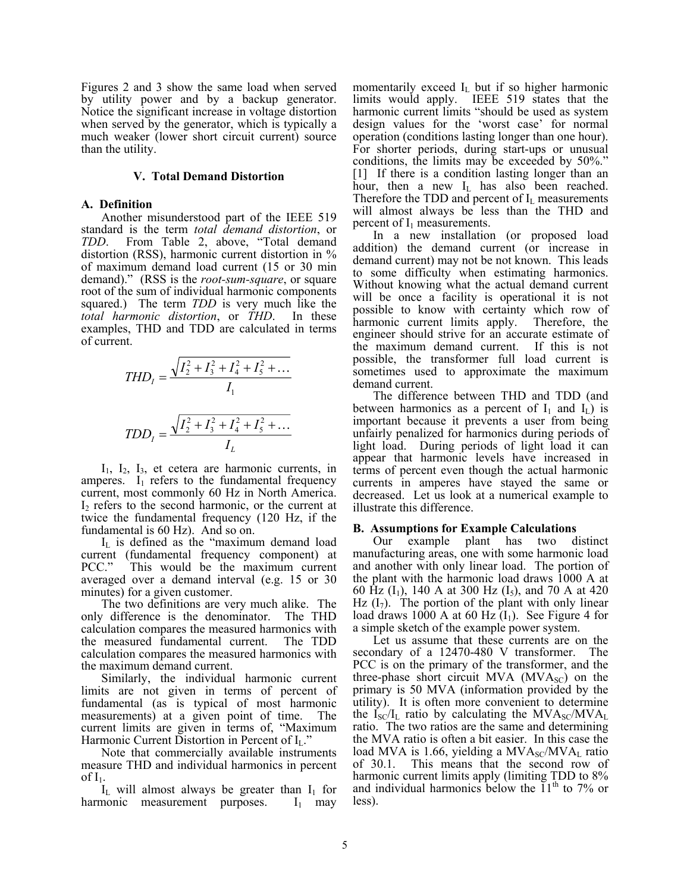Figures 2 and 3 show the same load when served by utility power and by a backup generator. Notice the significant increase in voltage distortion when served by the generator, which is typically a much weaker (lower short circuit current) source than the utility.

## V. Total Demand Distortion

### A. Definition

Another misunderstood part of the IEEE 519 standard is the term *total demand distortion*, or *TDD*. From Table 2, above, "Total demand distortion (RSS), harmonic current distortion in % of maximum demand load current (15 or 30 min demand)." (RSS is the *root-sum-square*, or square root of the sum of individual harmonic components squared.) The term *TDD* is very much like the *total harmonic distortion*, or *THD*. In these examples, THD and TDD are calculated in terms of current.

$$THD_I = \frac{\sqrt{I_2^2 + I_3^2 + I_4^2 + I_5^2 + \ldots}}{I_1}$$

$$TDD_I = \frac{\sqrt{I_2^2 + I_3^2 + I_4^2 + I_5^2 + \ldots}}{I_L}$$

$I_1$, $I_2$, $I_3$, et cetera are harmonic currents, in amperes. $I_1$ refers to the fundamental frequency current, most commonly 60 Hz in North America. $I_2$ refers to the second harmonic, or the current at twice the fundamental frequency (120 Hz, if the fundamental is 60 Hz). And so on.

$I_L$ is defined as the "maximum demand load current (fundamental frequency component) at PCC." This would be the maximum current averaged over a demand interval (e.g. 15 or 30 minutes) for a given customer.

The two definitions are very much alike. The only difference is the denominator. The THD calculation compares the measured harmonics with the measured fundamental current. The TDD calculation compares the measured harmonics with the maximum demand current.

Similarly, the individual harmonic current limits are not given in terms of percent of fundamental (as is typical of most harmonic measurements) at a given point of time. The current limits are given in terms of, "Maximum Harmonic Current Distortion in Percent of $I_L$."

Note that commercially available instruments measure THD and individual harmonics in percent of $I_1$.

$I_L$ will almost always be greater than $I_1$ for harmonic measurement purposes. $I_1$ may momentarily exceed $I_L$ but if so higher harmonic limits would apply. IEEE 519 states that the harmonic current limits "should be used as system design values for the 'worst case' for normal operation (conditions lasting longer than one hour). For shorter periods, during start-ups or unusual conditions, the limits may be exceeded by 50%." [1] If there is a condition lasting longer than an hour, then a new $I_L$ has also been reached. Therefore the TDD and percent of $I_L$ measurements will almost always be less than the THD and percent of $I_1$ measurements.

In a new installation (or proposed load addition) the demand current (or increase in demand current) may not be not known. This leads to some difficulty when estimating harmonics. Without knowing what the actual demand current will be once a facility is operational it is not possible to know with certainty which row of harmonic current limits apply. Therefore, the engineer should strive for an accurate estimate of the maximum demand current. If this is not possible, the transformer full load current is sometimes used to approximate the maximum demand current.

The difference between THD and TDD (and between harmonics as a percent of $I_1$ and $I_L$) is important because it prevents a user from being unfairly penalized for harmonics during periods of light load. During periods of light load it can appear that harmonic levels have increased in terms of percent even though the actual harmonic currents in amperes have stayed the same or decreased. Let us look at a numerical example to illustrate this difference.

### B. Assumptions for Example Calculations

Our example plant has two distinct manufacturing areas, one with some harmonic load and another with only linear load. The portion of the plant with the harmonic load draws 1000 A at 60 Hz ($I_1$), 140 A at 300 Hz ($I_5$), and 70 A at 420 Hz ($I_7$). The portion of the plant with only linear load draws 1000 A at 60 Hz ($I_1$). See Figure 4 for a simple sketch of the example power system.

Let us assume that these currents are on the secondary of a 12470-480 V transformer. The PCC is on the primary of the transformer, and the three-phase short circuit MVA ($MVA_{SC}$) on the primary is 50 MVA (information provided by the utility). It is often more convenient to determine the $I_{SC}/I_L$ ratio by calculating the $MVA_{SC}/MVA_L$ ratio. The two ratios are the same and determining the MVA ratio is often a bit easier. In this case the load MVA is 1.66, yielding a $MVA_{SC}/MVA_L$ ratio of 30.1. This means that the second row of harmonic current limits apply (limiting TDD to 8% and individual harmonics below the 11th to 7% or less).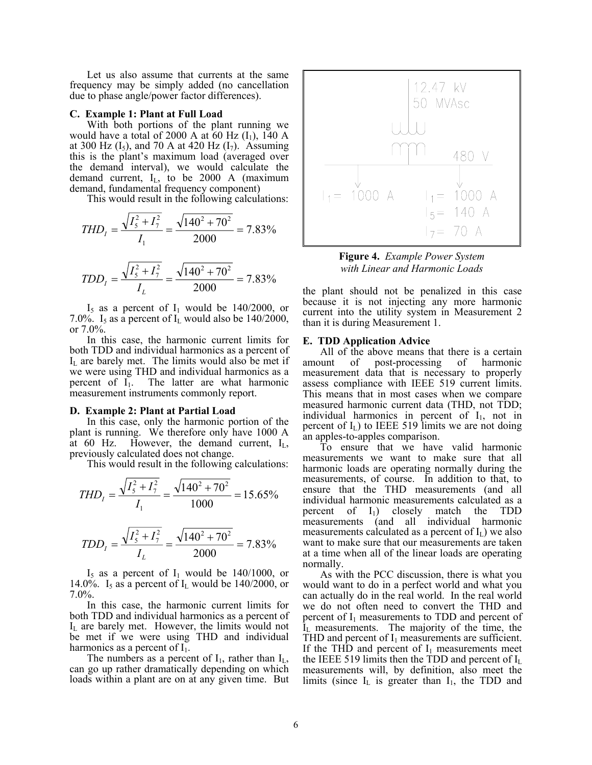Let us also assume that currents at the same frequency may be simply added (no cancellation due to phase angle/power factor differences).

### C. Example 1: Plant at Full Load

With both portions of the plant running we would have a total of 2000 A at 60 Hz ($I_1$), 140 A at 300 Hz ($I_5$), and 70 A at 420 Hz ($I_7$). Assuming this is the plant's maximum load (averaged over the demand interval), we would calculate the demand current, $I_L$, to be 2000 A (maximum demand, fundamental frequency component)

This would result in the following calculations:

$$THD_I = \frac{\sqrt{I_5^2 + I_7^2}}{I_1} = \frac{\sqrt{140^2 + 70^2}}{2000} = 7.83\%$$

$$TDD_I = \frac{\sqrt{I_5^2 + I_7^2}}{I_L} = \frac{\sqrt{140^2 + 70^2}}{2000} = 7.83\%$$

$I_5$ as a percent of $I_1$ would be 140/2000, or 7.0%. $I_5$ as a percent of $I_L$ would also be 140/2000, or 7.0%.

In this case, the harmonic current limits for both TDD and individual harmonics as a percent of $I_L$ are barely met. The limits would also be met if we were using THD and individual harmonics as a percent of $I_1$. The latter are what harmonic measurement instruments commonly report.

### D. Example 2: Plant at Partial Load

In this case, only the harmonic portion of the plant is running. We therefore only have 1000 A at 60 Hz. However, the demand current, $I_L$, previously calculated does not change.

This would result in the following calculations:

$$THD_I = \frac{\sqrt{I_5^2 + I_7^2}}{I_1} = \frac{\sqrt{140^2 + 70^2}}{1000} = 15.65\%$$

$$TDD_I = \frac{\sqrt{I_5^2 + I_7^2}}{I_L} = \frac{\sqrt{140^2 + 70^2}}{2000} = 7.83\%$$

$I_5$ as a percent of $I_1$ would be 140/1000, or 14.0%. $I_5$ as a percent of $I_L$ would be 140/2000, or 7.0%.

In this case, the harmonic current limits for both TDD and individual harmonics as a percent of $I_L$ are barely met. However, the limits would not be met if we were using THD and individual harmonics as a percent of $I_1$.

The numbers as a percent of $I_1$, rather than $I_L$, can go up rather dramatically depending on which loads within a plant are on at any given time. But the plant should not be penalized in this case because it is not injecting any more harmonic current into the utility system in Measurement 2 than it is during Measurement 1.

12.47 kV
50 MVAsc

480 V

$I_1$ = 1000 A

$I_1$ = 1000 A
$I_5$ = 140 A
$I_7$ = 70 A

**Figure 4.** *Example Power System with Linear and Harmonic Loads*

### E. TDD Application Advice

All of the above means that there is a certain amount of post-processing of harmonic measurement data that is necessary to properly assess compliance with IEEE 519 current limits. This means that in most cases when we compare measured harmonic current data (THD, not TDD; individual harmonics in percent of $I_1$, not in percent of $I_L$) to IEEE 519 limits we are not doing an apples-to-apples comparison.

To ensure that we have valid harmonic measurements we want to make sure that all harmonic loads are operating normally during the measurements, of course. In addition to that, to ensure that the THD measurements (and all individual harmonic measurements calculated as a percent of $I_1$) closely match the TDD measurements (and all individual harmonic measurements calculated as a percent of $I_L$) we also want to make sure that our measurements are taken at a time when all of the linear loads are operating normally.

As with the PCC discussion, there is what you would want to do in a perfect world and what you can actually do in the real world. In the real world we do not often need to convert the THD and percent of $I_1$ measurements to TDD and percent of $I_L$ measurements. The majority of the time, the THD and percent of $I_1$ measurements are sufficient. If the THD and percent of $I_1$ measurements meet the IEEE 519 limits then the TDD and percent of $I_L$ measurements will, by definition, also meet the limits (since $I_L$ is greater than $I_1$, the TDD and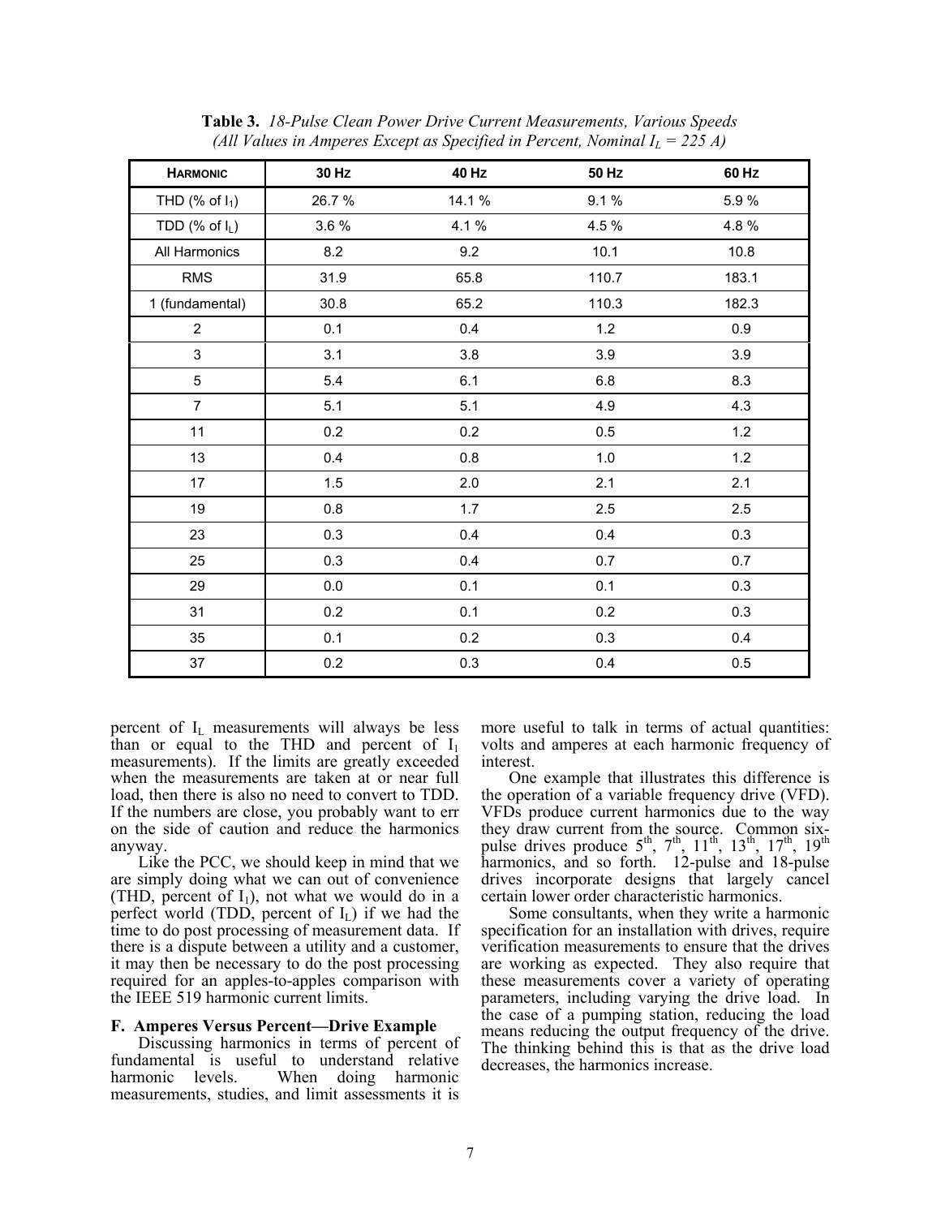**Table 3.** *18-Pulse Clean Power Drive Current Measurements, Various Speeds (All Values in Amperes Except as Specified in Percent, Nominal $I_L$ = 225 A)*

| HARMONIC | 30 HZ | 40 HZ | 50 HZ | 60 HZ |
|---|---|---|---|---|
| THD (% of $I_1$) | 26.7 % | 14.1 % | 9.1 % | 5.9 % |
| TDD (% of $I_L$) | 3.6 % | 4.1 % | 4.5 % | 4.8 % |
| All Harmonics | 8.2 | 9.2 | 10.1 | 10.8 |
| RMS | 31.9 | 65.8 | 110.7 | 183.1 |
| 1 (fundamental) | 30.8 | 65.2 | 110.3 | 182.3 |
| 2 | 0.1 | 0.4 | 1.2 | 0.9 |
| 3 | 3.1 | 3.8 | 3.9 | 3.9 |
| 5 | 5.4 | 6.1 | 6.8 | 8.3 |
| 7 | 5.1 | 5.1 | 4.9 | 4.3 |
| 11 | 0.2 | 0.2 | 0.5 | 1.2 |
| 13 | 0.4 | 0.8 | 1.0 | 1.2 |
| 17 | 1.5 | 2.0 | 2.1 | 2.1 |
| 19 | 0.8 | 1.7 | 2.5 | 2.5 |
| 23 | 0.3 | 0.4 | 0.4 | 0.3 |
| 25 | 0.3 | 0.4 | 0.7 | 0.7 |
| 29 | 0.0 | 0.1 | 0.1 | 0.3 |
| 31 | 0.2 | 0.1 | 0.2 | 0.3 |
| 35 | 0.1 | 0.2 | 0.3 | 0.4 |
| 37 | 0.2 | 0.3 | 0.4 | 0.5 |

percent of $I_L$ measurements will always be less than or equal to the THD and percent of $I_1$ measurements). If the limits are greatly exceeded when the measurements are taken at or near full load, then there is also no need to convert to TDD. If the numbers are close, you probably want to err on the side of caution and reduce the harmonics anyway.

Like the PCC, we should keep in mind that we are simply doing what we can out of convenience (THD, percent of $I_1$), not what we would do in a perfect world (TDD, percent of $I_L$) if we had the time to do post processing of measurement data. If there is a dispute between a utility and a customer, it may then be necessary to do the post processing required for an apples-to-apples comparison with the IEEE 519 harmonic current limits.

### F. Amperes Versus Percent—Drive Example

Discussing harmonics in terms of percent of fundamental is useful to understand relative harmonic levels. When doing harmonic measurements, studies, and limit assessments it is more useful to talk in terms of actual quantities: volts and amperes at each harmonic frequency of interest.

One example that illustrates this difference is the operation of a variable frequency drive (VFD). VFDs produce current harmonics due to the way they draw current from the source. Common six-pulse drives produce 5th, 7th, 11th, 13th, 17th, 19th harmonics, and so forth. 12-pulse and 18-pulse drives incorporate designs that largely cancel certain lower order characteristic harmonics.

Some consultants, when they write a harmonic specification for an installation with drives, require verification measurements to ensure that the drives are working as expected. They also require that these measurements cover a variety of operating parameters, including varying the drive load. In the case of a pumping station, reducing the load means reducing the output frequency of the drive. The thinking behind this is that as the drive load decreases, the harmonics increase.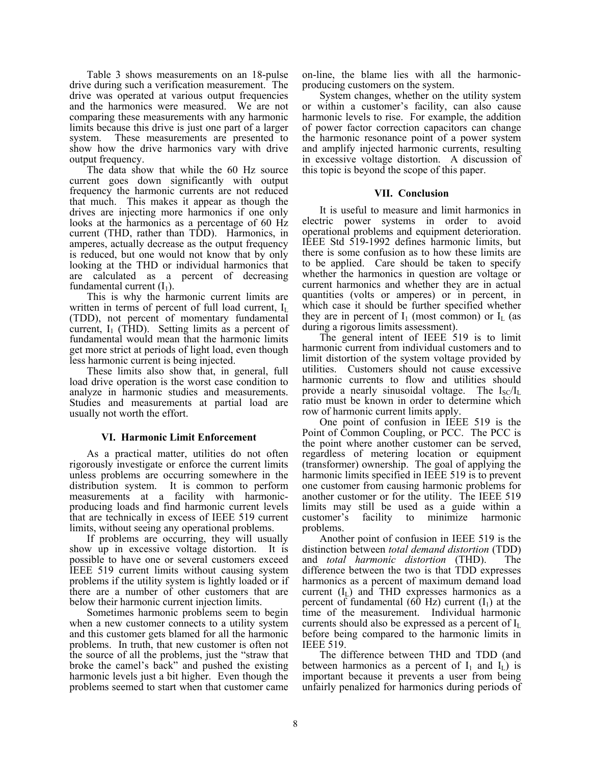Table 3 shows measurements on an 18-pulse drive during such a verification measurement. The drive was operated at various output frequencies and the harmonics were measured. We are not comparing these measurements with any harmonic limits because this drive is just one part of a larger system. These measurements are presented to show how the drive harmonics vary with drive output frequency.

The data show that while the 60 Hz source current goes down significantly with output frequency the harmonic currents are not reduced that much. This makes it appear as though the drives are injecting more harmonics if one only looks at the harmonics as a percentage of 60 Hz current (THD, rather than TDD). Harmonics, in amperes, actually decrease as the output frequency is reduced, but one would not know that by only looking at the THD or individual harmonics that are calculated as a percent of decreasing fundamental current ($I_1$).

This is why the harmonic current limits are written in terms of percent of full load current, $I_L$ (TDD), not percent of momentary fundamental current, $I_1$ (THD). Setting limits as a percent of fundamental would mean that the harmonic limits get more strict at periods of light load, even though less harmonic current is being injected.

These limits also show that, in general, full load drive operation is the worst case condition to analyze in harmonic studies and measurements. Studies and measurements at partial load are usually not worth the effort.

## VI. Harmonic Limit Enforcement

As a practical matter, utilities do not often rigorously investigate or enforce the current limits unless problems are occurring somewhere in the distribution system. It is common to perform measurements at a facility with harmonic-producing loads and find harmonic current levels that are technically in excess of IEEE 519 current limits, without seeing any operational problems.

If problems are occurring, they will usually show up in excessive voltage distortion. It is possible to have one or several customers exceed IEEE 519 current limits without causing system problems if the utility system is lightly loaded or if there are a number of other customers that are below their harmonic current injection limits.

Sometimes harmonic problems seem to begin when a new customer connects to a utility system and this customer gets blamed for all the harmonic problems. In truth, that new customer is often not the source of all the problems, just the "straw that broke the camel's back" and pushed the existing harmonic levels just a bit higher. Even though the problems seemed to start when that customer came on-line, the blame lies with all the harmonic-producing customers on the system.

System changes, whether on the utility system or within a customer's facility, can also cause harmonic levels to rise. For example, the addition of power factor correction capacitors can change the harmonic resonance point of a power system and amplify injected harmonic currents, resulting in excessive voltage distortion. A discussion of this topic is beyond the scope of this paper.

## VII. Conclusion

It is useful to measure and limit harmonics in electric power systems in order to avoid operational problems and equipment deterioration. IEEE Std 519-1992 defines harmonic limits, but there is some confusion as to how these limits are to be applied. Care should be taken to specify whether the harmonics in question are voltage or current harmonics and whether they are in actual quantities (volts or amperes) or in percent, in which case it should be further specified whether they are in percent of $I_1$ (most common) or $I_L$ (as during a rigorous limits assessment).

The general intent of IEEE 519 is to limit harmonic current from individual customers and to limit distortion of the system voltage provided by utilities. Customers should not cause excessive harmonic currents to flow and utilities should provide a nearly sinusoidal voltage. The $I_{SC}/I_L$ ratio must be known in order to determine which row of harmonic current limits apply.

One point of confusion in IEEE 519 is the Point of Common Coupling, or PCC. The PCC is the point where another customer can be served, regardless of metering location or equipment (transformer) ownership. The goal of applying the harmonic limits specified in IEEE 519 is to prevent one customer from causing harmonic problems for another customer or for the utility. The IEEE 519 limits may still be used as a guide within a customer's facility to minimize harmonic problems.

Another point of confusion in IEEE 519 is the distinction between *total demand distortion* (TDD) and *total harmonic distortion* (THD). The difference between the two is that TDD expresses harmonics as a percent of maximum demand load current ($I_L$) and THD expresses harmonics as a percent of fundamental (60 Hz) current ($I_1$) at the time of the measurement. Individual harmonic currents should also be expressed as a percent of $I_L$ before being compared to the harmonic limits in IEEE 519.

The difference between THD and TDD (and between harmonics as a percent of $I_1$ and $I_L$) is important because it prevents a user from being unfairly penalized for harmonics during periods of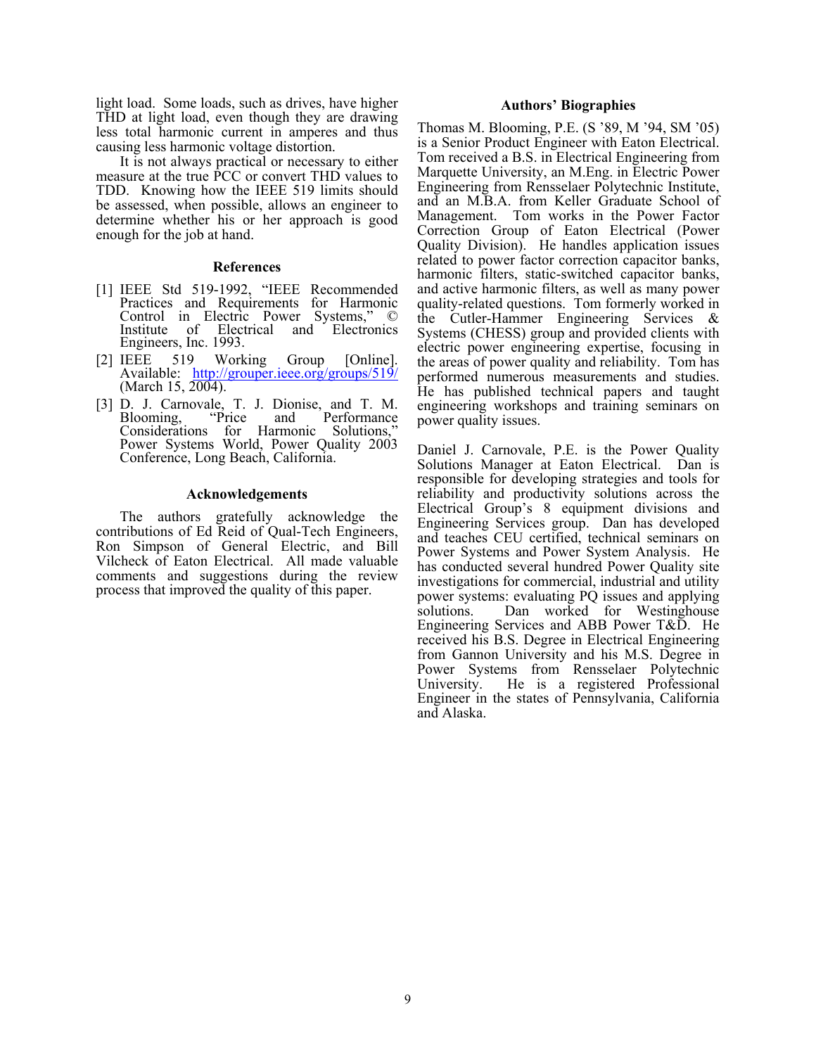light load. Some loads, such as drives, have higher THD at light load, even though they are drawing less total harmonic current in amperes and thus causing less harmonic voltage distortion.

It is not always practical or necessary to either measure at the true PCC or convert THD values to TDD. Knowing how the IEEE 519 limits should be assessed, when possible, allows an engineer to determine whether his or her approach is good enough for the job at hand.

## References

[1] IEEE Std 519-1992, "IEEE Recommended Practices and Requirements for Harmonic Control in Electric Power Systems," © Institute of Electrical and Electronics Engineers, Inc. 1993.

[2] IEEE 519 Working Group [Online]. Available: http://grouper.ieee.org/groups/519/ (March 15, 2004).

[3] D. J. Carnovale, T. J. Dionise, and T. M. Blooming, "Price and Performance Considerations for Harmonic Solutions," Power Systems World, Power Quality 2003 Conference, Long Beach, California.

## Acknowledgements

The authors gratefully acknowledge the contributions of Ed Reid of Qual-Tech Engineers, Ron Simpson of General Electric, and Bill Vilcheck of Eaton Electrical. All made valuable comments and suggestions during the review process that improved the quality of this paper.

## Authors' Biographies

Thomas M. Blooming, P.E. (S '89, M '94, SM '05) is a Senior Product Engineer with Eaton Electrical. Tom received a B.S. in Electrical Engineering from Marquette University, an M.Eng. in Electric Power Engineering from Rensselaer Polytechnic Institute, and an M.B.A. from Keller Graduate School of Management. Tom works in the Power Factor Correction Group of Eaton Electrical (Power Quality Division). He handles application issues related to power factor correction capacitor banks, harmonic filters, static-switched capacitor banks, and active harmonic filters, as well as many power quality-related questions. Tom formerly worked in the Cutler-Hammer Engineering Services & Systems (CHESS) group and provided clients with electric power engineering expertise, focusing in the areas of power quality and reliability. Tom has performed numerous measurements and studies. He has published technical papers and taught engineering workshops and training seminars on power quality issues.

Daniel J. Carnovale, P.E. is the Power Quality Solutions Manager at Eaton Electrical. Dan is responsible for developing strategies and tools for reliability and productivity solutions across the Electrical Group's 8 equipment divisions and Engineering Services group. Dan has developed and teaches CEU certified, technical seminars on Power Systems and Power System Analysis. He has conducted several hundred Power Quality site investigations for commercial, industrial and utility power systems: evaluating PQ issues and applying solutions. Dan worked for Westinghouse Engineering Services and ABB Power T&D. He received his B.S. Degree in Electrical Engineering from Gannon University and his M.S. Degree in Power Systems from Rensselaer Polytechnic University. He is a registered Professional Engineer in the states of Pennsylvania, California and Alaska.